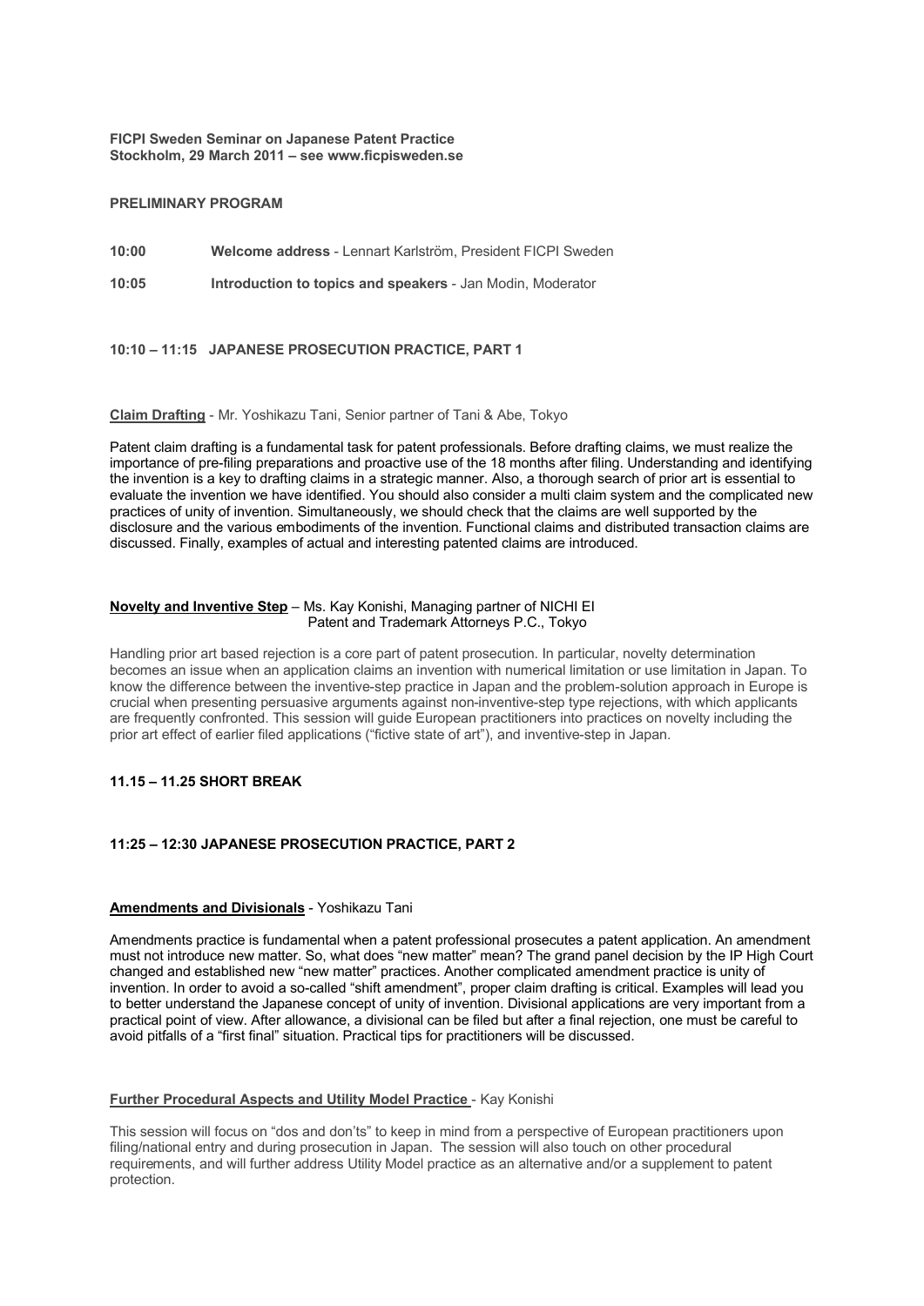**FICPI Sweden Seminar on Japanese Patent Practice**
**Stockholm, 29 March 2011 – see www.ficpisweden.se**

**PRELIMINARY PROGRAM**

**10:00** **Welcome address** - Lennart Karlström, President FICPI Sweden

**10:05** **Introduction to topics and speakers** - Jan Modin, Moderator

## 10:10 – 11:15 JAPANESE PROSECUTION PRACTICE, PART 1

**Claim Drafting** - Mr. Yoshikazu Tani, Senior partner of Tani & Abe, Tokyo

Patent claim drafting is a fundamental task for patent professionals. Before drafting claims, we must realize the importance of pre-filing preparations and proactive use of the 18 months after filing. Understanding and identifying the invention is a key to drafting claims in a strategic manner. Also, a thorough search of prior art is essential to evaluate the invention we have identified. You should also consider a multi claim system and the complicated new practices of unity of invention. Simultaneously, we should check that the claims are well supported by the disclosure and the various embodiments of the invention. Functional claims and distributed transaction claims are discussed. Finally, examples of actual and interesting patented claims are introduced.

**Novelty and Inventive Step** – Ms. Kay Konishi, Managing partner of NICHI EI Patent and Trademark Attorneys P.C., Tokyo

Handling prior art based rejection is a core part of patent prosecution. In particular, novelty determination becomes an issue when an application claims an invention with numerical limitation or use limitation in Japan. To know the difference between the inventive-step practice in Japan and the problem-solution approach in Europe is crucial when presenting persuasive arguments against non-inventive-step type rejections, with which applicants are frequently confronted. This session will guide European practitioners into practices on novelty including the prior art effect of earlier filed applications ("fictive state of art"), and inventive-step in Japan.

## 11.15 – 11.25 SHORT BREAK

## 11:25 – 12:30 JAPANESE PROSECUTION PRACTICE, PART 2

**Amendments and Divisionals** - Yoshikazu Tani

Amendments practice is fundamental when a patent professional prosecutes a patent application. An amendment must not introduce new matter. So, what does "new matter" mean? The grand panel decision by the IP High Court changed and established new "new matter" practices. Another complicated amendment practice is unity of invention. In order to avoid a so-called "shift amendment", proper claim drafting is critical. Examples will lead you to better understand the Japanese concept of unity of invention. Divisional applications are very important from a practical point of view. After allowance, a divisional can be filed but after a final rejection, one must be careful to avoid pitfalls of a "first final" situation. Practical tips for practitioners will be discussed.

**Further Procedural Aspects and Utility Model Practice** - Kay Konishi

This session will focus on "dos and don'ts" to keep in mind from a perspective of European practitioners upon filing/national entry and during prosecution in Japan. The session will also touch on other procedural requirements, and will further address Utility Model practice as an alternative and/or a supplement to patent protection.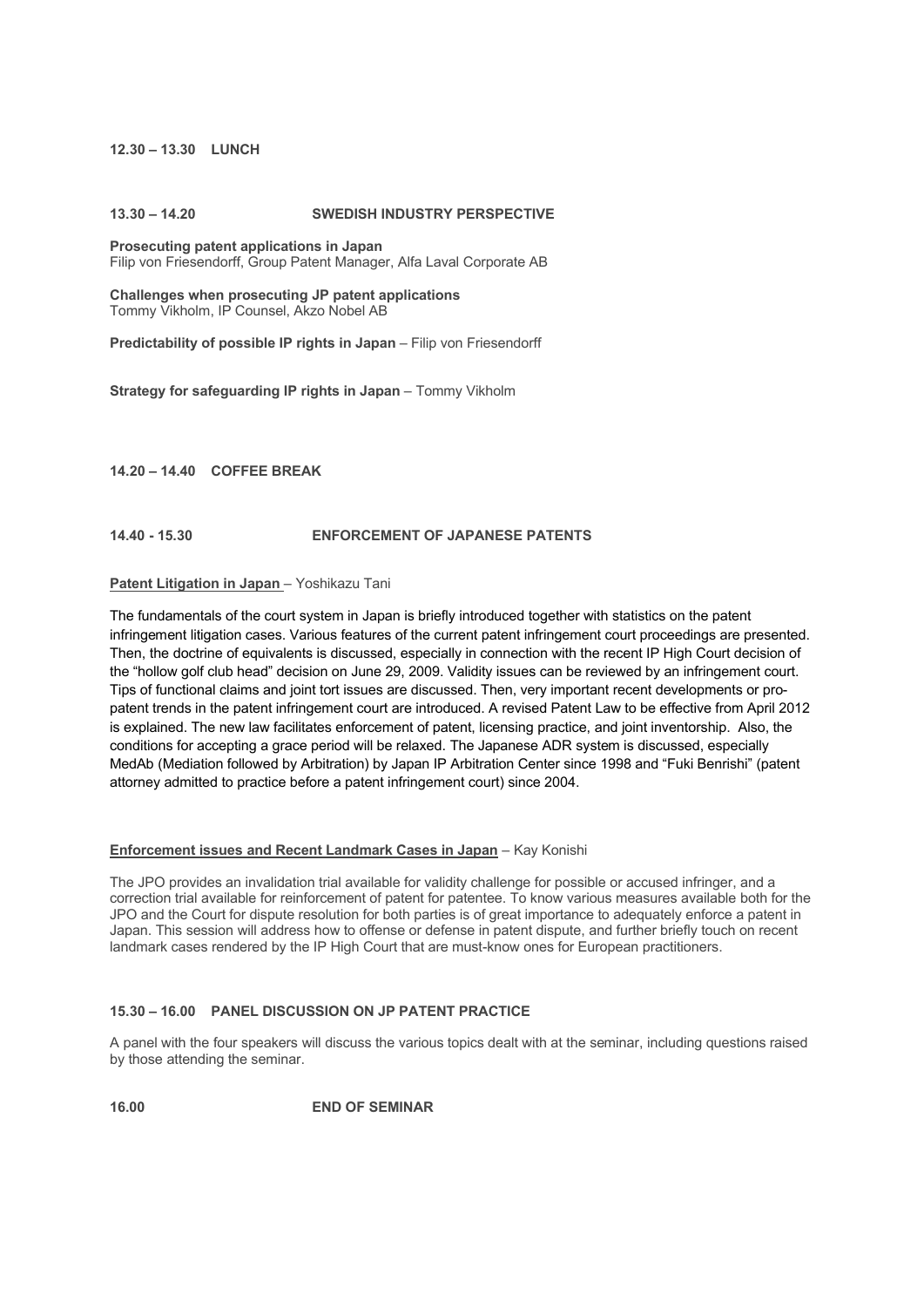**12.30 – 13.30 LUNCH**

**13.30 – 14.20 SWEDISH INDUSTRY PERSPECTIVE**

**Prosecuting patent applications in Japan**
Filip von Friesendorff, Group Patent Manager, Alfa Laval Corporate AB

**Challenges when prosecuting JP patent applications**
Tommy Vikholm, IP Counsel, Akzo Nobel AB

**Predictability of possible IP rights in Japan** – Filip von Friesendorff

**Strategy for safeguarding IP rights in Japan** – Tommy Vikholm

**14.20 – 14.40 COFFEE BREAK**

**14.40 - 15.30 ENFORCEMENT OF JAPANESE PATENTS**

**Patent Litigation in Japan** – Yoshikazu Tani

The fundamentals of the court system in Japan is briefly introduced together with statistics on the patent infringement litigation cases. Various features of the current patent infringement court proceedings are presented. Then, the doctrine of equivalents is discussed, especially in connection with the recent IP High Court decision of the "hollow golf club head" decision on June 29, 2009. Validity issues can be reviewed by an infringement court. Tips of functional claims and joint tort issues are discussed. Then, very important recent developments or pro-patent trends in the patent infringement court are introduced. A revised Patent Law to be effective from April 2012 is explained. The new law facilitates enforcement of patent, licensing practice, and joint inventorship. Also, the conditions for accepting a grace period will be relaxed. The Japanese ADR system is discussed, especially MedAb (Mediation followed by Arbitration) by Japan IP Arbitration Center since 1998 and "Fuki Benrishi" (patent attorney admitted to practice before a patent infringement court) since 2004.

**Enforcement issues and Recent Landmark Cases in Japan** – Kay Konishi

The JPO provides an invalidation trial available for validity challenge for possible or accused infringer, and a correction trial available for reinforcement of patent for patentee. To know various measures available both for the JPO and the Court for dispute resolution for both parties is of great importance to adequately enforce a patent in Japan. This session will address how to offense or defense in patent dispute, and further briefly touch on recent landmark cases rendered by the IP High Court that are must-know ones for European practitioners.

**15.30 – 16.00 PANEL DISCUSSION ON JP PATENT PRACTICE**

A panel with the four speakers will discuss the various topics dealt with at the seminar, including questions raised by those attending the seminar.

**16.00 END OF SEMINAR**